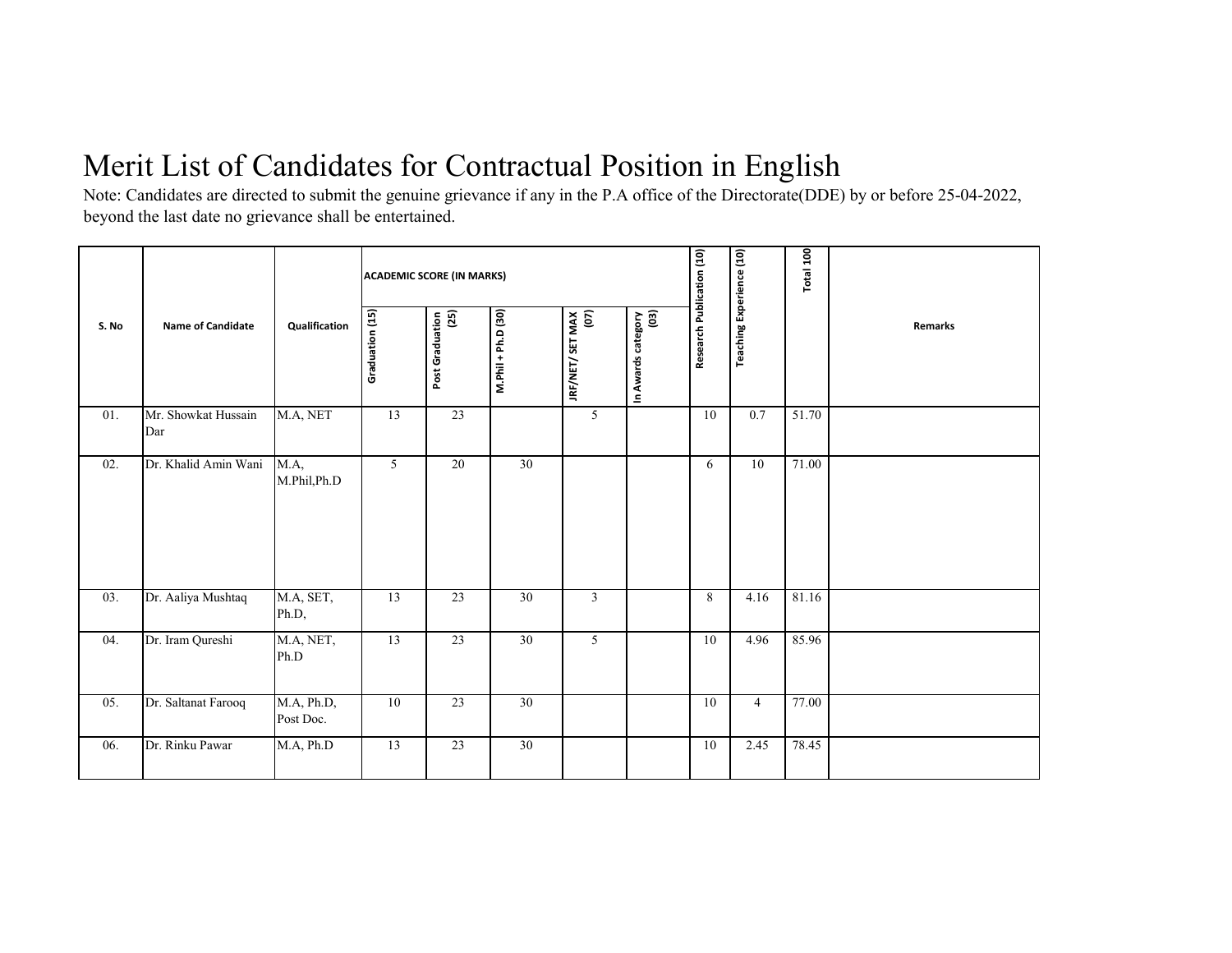# Merit List of Candidates for Contractual Position in English

Note: Candidates are directed to submit the genuine grievance if any in the P.A office of the Directorate(DDE) by or before 25-04-2022, beyond the last date no grievance shall be entertained.

| S. No | Name of Candidate | Qualification | ACADEMIC SCORE (IN MARKS) | | | | | Research Publication (10) | Teaching Experience (10) | Total 100 | Remarks |
|---|---|---|---|---|---|---|---|---|---|---|---|
| | | | Graduation (15) | Post Graduation (25) | M.Phil + Ph.D (30) | JRF/NET/ SET MAX (07) | In Awards category (03) | | | | |
| 01. | Mr. Showkat Hussain Dar | M.A, NET | 13 | 23 | | 5 | | 10 | 0.7 | 51.70 | |
| 02. | Dr. Khalid Amin Wani | M.A, M.Phil,Ph.D | 5 | 20 | 30 | | | 6 | 10 | 71.00 | |
| 03. | Dr. Aaliya Mushtaq | M.A, SET, Ph.D, | 13 | 23 | 30 | 3 | | 8 | 4.16 | 81.16 | |
| 04. | Dr. Iram Qureshi | M.A, NET, Ph.D | 13 | 23 | 30 | 5 | | 10 | 4.96 | 85.96 | |
| 05. | Dr. Saltanat Farooq | M.A, Ph.D, Post Doc. | 10 | 23 | 30 | | | 10 | 4 | 77.00 | |
| 06. | Dr. Rinku Pawar | M.A, Ph.D | 13 | 23 | 30 | | | 10 | 2.45 | 78.45 | |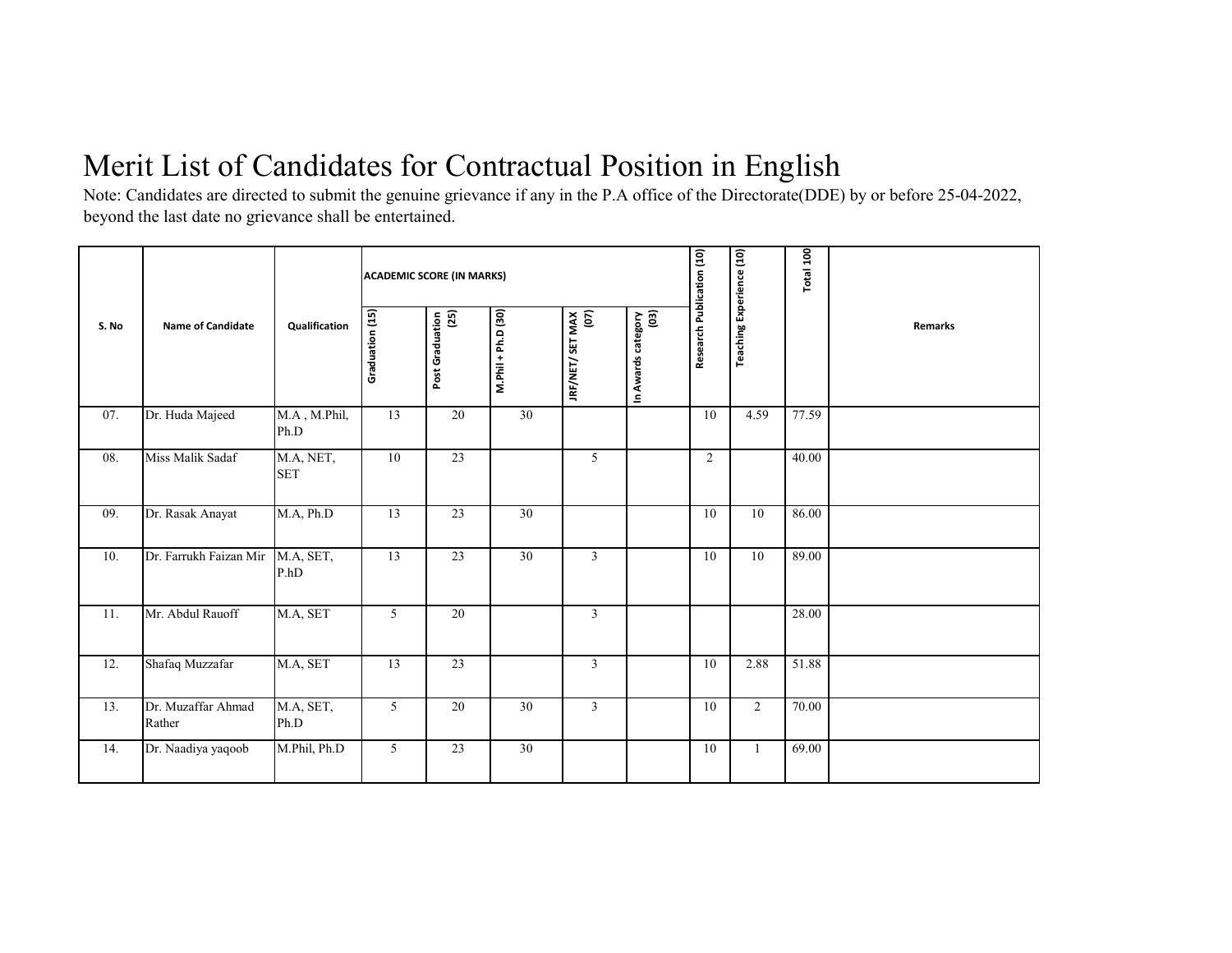# Merit List of Candidates for Contractual Position in English

Note: Candidates are directed to submit the genuine grievance if any in the P.A office of the Directorate(DDE) by or before 25-04-2022, beyond the last date no grievance shall be entertained.

| S. No | Name of Candidate | Qualification | ACADEMIC SCORE (IN MARKS) | | | | | Research Publication (10) | Teaching Experience (10) | Total 100 | Remarks |
|---|---|---|---|---|---|---|---|---|---|---|---|
| | | | Graduation (15) | Post Graduation (25) | M.Phil + Ph.D (30) | JRF/NET/ SET MAX (07) | In Awards category (03) | | | | |
| 07. | Dr. Huda Majeed | M.A , M.Phil, Ph.D | 13 | 20 | 30 | | | 10 | 4.59 | 77.59 | |
| 08. | Miss Malik Sadaf | M.A, NET, SET | 10 | 23 | | 5 | | 2 | | 40.00 | |
| 09. | Dr. Rasak Anayat | M.A, Ph.D | 13 | 23 | 30 | | | 10 | 10 | 86.00 | |
| 10. | Dr. Farrukh Faizan Mir | M.A, SET, P.hD | 13 | 23 | 30 | 3 | | 10 | 10 | 89.00 | |
| 11. | Mr. Abdul Rauoff | M.A, SET | 5 | 20 | | 3 | | | | 28.00 | |
| 12. | Shafaq Muzzafar | M.A, SET | 13 | 23 | | 3 | | 10 | 2.88 | 51.88 | |
| 13. | Dr. Muzaffar Ahmad Rather | M.A, SET, Ph.D | 5 | 20 | 30 | 3 | | 10 | 2 | 70.00 | |
| 14. | Dr. Naadiya yaqoob | M.Phil, Ph.D | 5 | 23 | 30 | | | 10 | 1 | 69.00 | |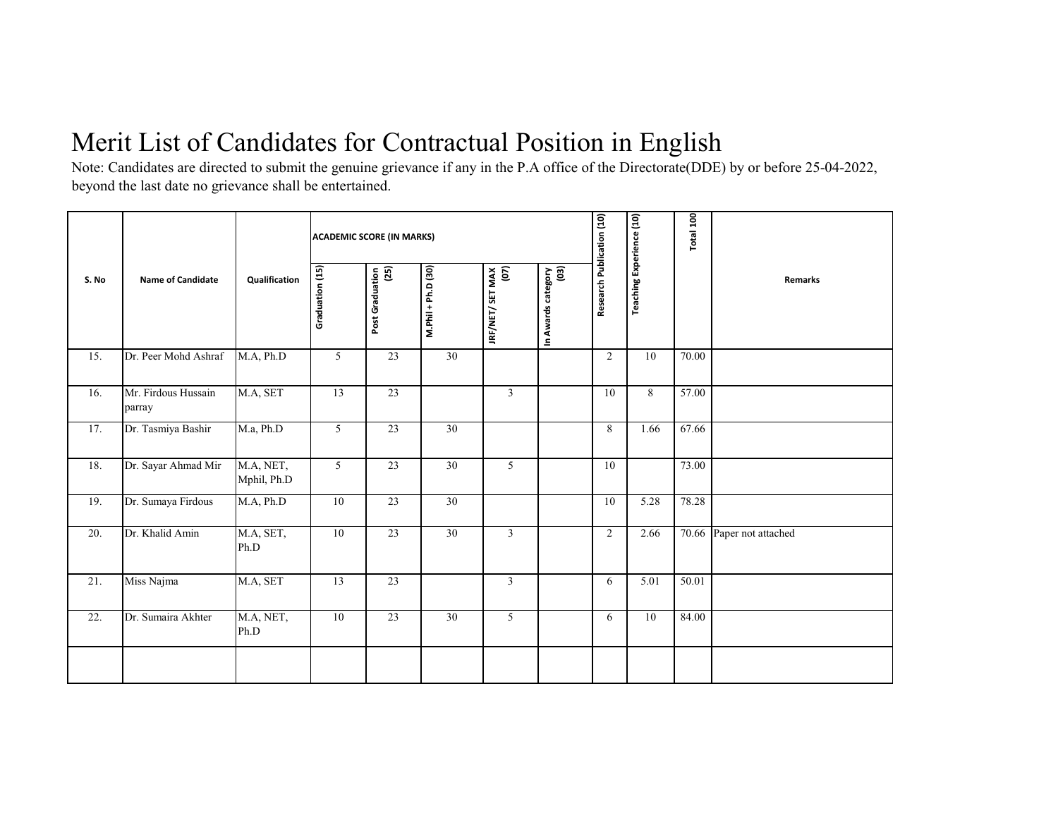# Merit List of Candidates for Contractual Position in English

Note: Candidates are directed to submit the genuine grievance if any in the P.A office of the Directorate(DDE) by or before 25-04-2022, beyond the last date no grievance shall be entertained.

| S. No | Name of Candidate | Qualification | ACADEMIC SCORE (IN MARKS) | | | | | Research Publication (10) | Teaching Experience (10) | Total 100 | Remarks |
|---|---|---|---|---|---|---|---|---|---|---|---|
| | | | Graduation (15) | Post Graduation (25) | M.Phil + Ph.D (30) | JRF/NET/ SET MAX (07) | In Awards category (03) | | | | |
| 15. | Dr. Peer Mohd Ashraf | M.A, Ph.D | 5 | 23 | 30 | | | 2 | 10 | 70.00 | |
| 16. | Mr. Firdous Hussain parray | M.A, SET | 13 | 23 | | 3 | | 10 | 8 | 57.00 | |
| 17. | Dr. Tasmiya Bashir | M.a, Ph.D | 5 | 23 | 30 | | | 8 | 1.66 | 67.66 | |
| 18. | Dr. Sayar Ahmad Mir | M.A, NET, Mphil, Ph.D | 5 | 23 | 30 | 5 | | 10 | | 73.00 | |
| 19. | Dr. Sumaya Firdous | M.A, Ph.D | 10 | 23 | 30 | | | 10 | 5.28 | 78.28 | |
| 20. | Dr. Khalid Amin | M.A, SET, Ph.D | 10 | 23 | 30 | 3 | | 2 | 2.66 | 70.66 | Paper not attached |
| 21. | Miss Najma | M.A, SET | 13 | 23 | | 3 | | 6 | 5.01 | 50.01 | |
| 22. | Dr. Sumaira Akhter | M.A, NET, Ph.D | 10 | 23 | 30 | 5 | | 6 | 10 | 84.00 | |
| | | | | | | | | | | | |